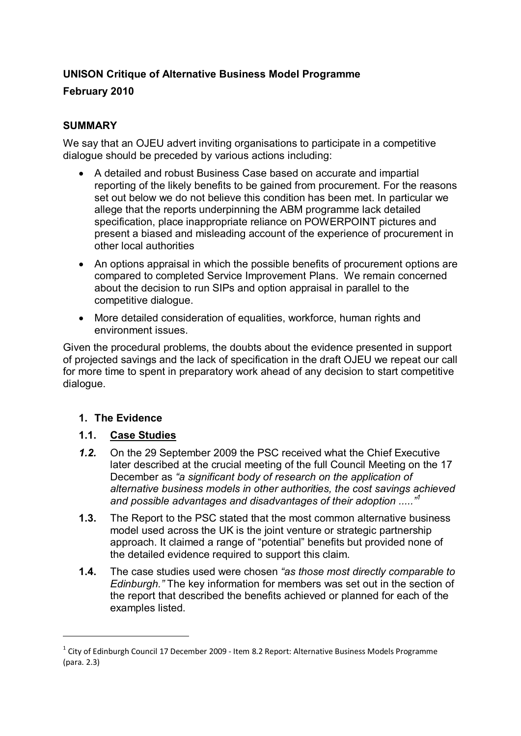**UNISON Critique of Alternative Business Model Programme**

**February 2010**

## SUMMARY

We say that an OJEU advert inviting organisations to participate in a competitive dialogue should be preceded by various actions including:

- A detailed and robust Business Case based on accurate and impartial reporting of the likely benefits to be gained from procurement. For the reasons set out below we do not believe this condition has been met. In particular we allege that the reports underpinning the ABM programme lack detailed specification, place inappropriate reliance on POWERPOINT pictures and present a biased and misleading account of the experience of procurement in other local authorities
- An options appraisal in which the possible benefits of procurement options are compared to completed Service Improvement Plans. We remain concerned about the decision to run SIPs and option appraisal in parallel to the competitive dialogue.
- More detailed consideration of equalities, workforce, human rights and environment issues.

Given the procedural problems, the doubts about the evidence presented in support of projected savings and the lack of specification in the draft OJEU we repeat our call for more time to spent in preparatory work ahead of any decision to start competitive dialogue.

### 1. The Evidence

**1.1. <u>Case Studies</u>**

***1.2.*** On the 29 September 2009 the PSC received what the Chief Executive later described at the crucial meeting of the full Council Meeting on the 17 December as *"a significant body of research on the application of alternative business models in other authorities, the cost savings achieved and possible advantages and disadvantages of their adoption ....."*[1]

**1.3.** The Report to the PSC stated that the most common alternative business model used across the UK is the joint venture or strategic partnership approach. It claimed a range of "potential" benefits but provided none of the detailed evidence required to support this claim.

**1.4.** The case studies used were chosen *"as those most directly comparable to Edinburgh."* The key information for members was set out in the section of the report that described the benefits achieved or planned for each of the examples listed.

---

[1] City of Edinburgh Council 17 December 2009 - Item 8.2 Report: Alternative Business Models Programme (para. 2.3)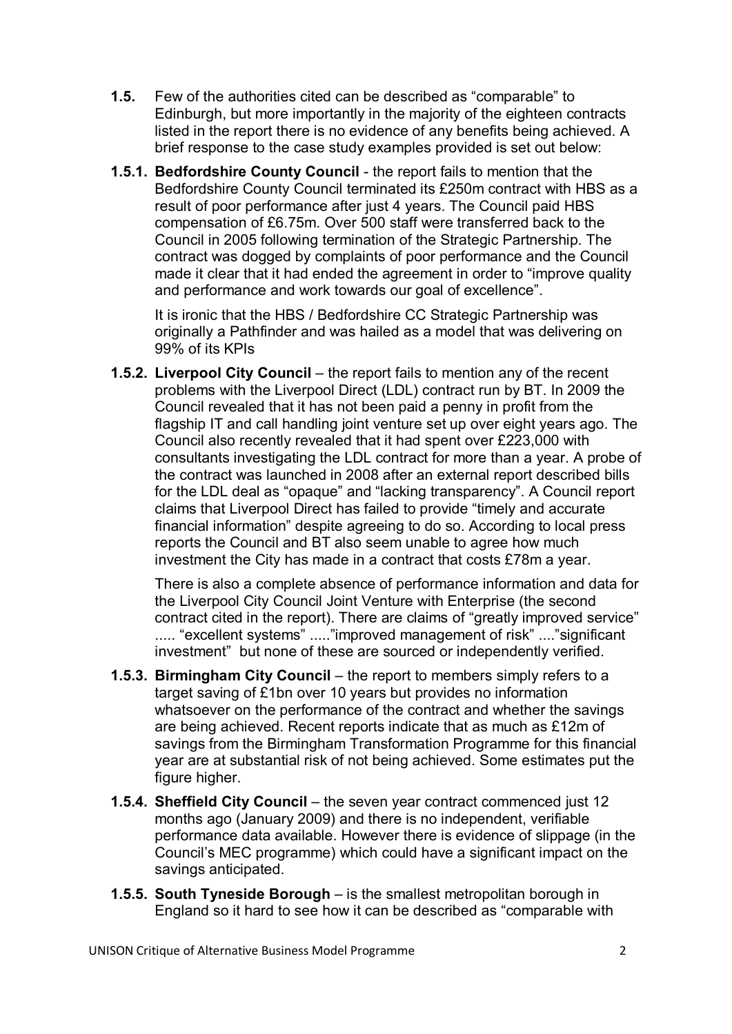**1.5.** Few of the authorities cited can be described as "comparable" to Edinburgh, but more importantly in the majority of the eighteen contracts listed in the report there is no evidence of any benefits being achieved. A brief response to the case study examples provided is set out below:

**1.5.1. Bedfordshire County Council** - the report fails to mention that the Bedfordshire County Council terminated its £250m contract with HBS as a result of poor performance after just 4 years. The Council paid HBS compensation of £6.75m. Over 500 staff were transferred back to the Council in 2005 following termination of the Strategic Partnership. The contract was dogged by complaints of poor performance and the Council made it clear that it had ended the agreement in order to "improve quality and performance and work towards our goal of excellence".

It is ironic that the HBS / Bedfordshire CC Strategic Partnership was originally a Pathfinder and was hailed as a model that was delivering on 99% of its KPIs

**1.5.2. Liverpool City Council** – the report fails to mention any of the recent problems with the Liverpool Direct (LDL) contract run by BT. In 2009 the Council revealed that it has not been paid a penny in profit from the flagship IT and call handling joint venture set up over eight years ago. The Council also recently revealed that it had spent over £223,000 with consultants investigating the LDL contract for more than a year. A probe of the contract was launched in 2008 after an external report described bills for the LDL deal as "opaque" and "lacking transparency". A Council report claims that Liverpool Direct has failed to provide "timely and accurate financial information" despite agreeing to do so. According to local press reports the Council and BT also seem unable to agree how much investment the City has made in a contract that costs £78m a year.

There is also a complete absence of performance information and data for the Liverpool City Council Joint Venture with Enterprise (the second contract cited in the report). There are claims of "greatly improved service" ..... "excellent systems" ....."improved management of risk" ...."significant investment" but none of these are sourced or independently verified.

**1.5.3. Birmingham City Council** – the report to members simply refers to a target saving of £1bn over 10 years but provides no information whatsoever on the performance of the contract and whether the savings are being achieved. Recent reports indicate that as much as £12m of savings from the Birmingham Transformation Programme for this financial year are at substantial risk of not being achieved. Some estimates put the figure higher.

**1.5.4. Sheffield City Council** – the seven year contract commenced just 12 months ago (January 2009) and there is no independent, verifiable performance data available. However there is evidence of slippage (in the Council's MEC programme) which could have a significant impact on the savings anticipated.

**1.5.5. South Tyneside Borough** – is the smallest metropolitan borough in England so it hard to see how it can be described as "comparable with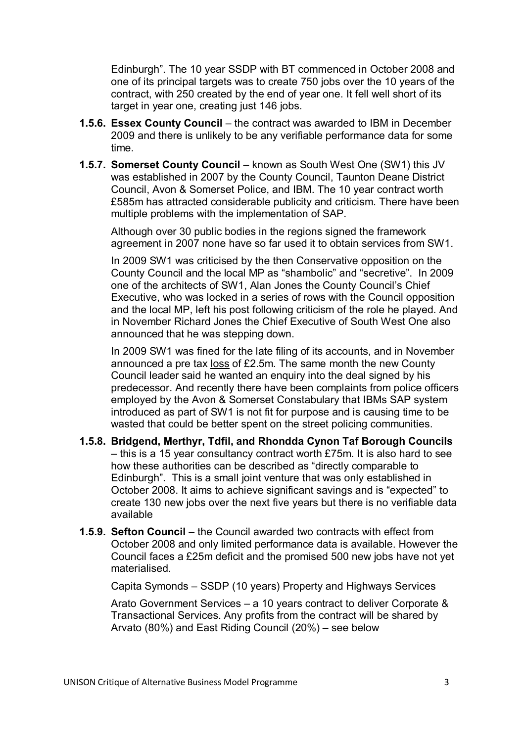Edinburgh". The 10 year SSDP with BT commenced in October 2008 and one of its principal targets was to create 750 jobs over the 10 years of the contract, with 250 created by the end of year one. It fell well short of its target in year one, creating just 146 jobs.

**1.5.6. Essex County Council** – the contract was awarded to IBM in December 2009 and there is unlikely to be any verifiable performance data for some time.

**1.5.7. Somerset County Council** – known as South West One (SW1) this JV was established in 2007 by the County Council, Taunton Deane District Council, Avon & Somerset Police, and IBM. The 10 year contract worth £585m has attracted considerable publicity and criticism. There have been multiple problems with the implementation of SAP.

Although over 30 public bodies in the regions signed the framework agreement in 2007 none have so far used it to obtain services from SW1.

In 2009 SW1 was criticised by the then Conservative opposition on the County Council and the local MP as "shambolic" and "secretive". In 2009 one of the architects of SW1, Alan Jones the County Council's Chief Executive, who was locked in a series of rows with the Council opposition and the local MP, left his post following criticism of the role he played. And in November Richard Jones the Chief Executive of South West One also announced that he was stepping down.

In 2009 SW1 was fined for the late filing of its accounts, and in November announced a pre tax <u>loss</u> of £2.5m. The same month the new County Council leader said he wanted an enquiry into the deal signed by his predecessor. And recently there have been complaints from police officers employed by the Avon & Somerset Constabulary that IBMs SAP system introduced as part of SW1 is not fit for purpose and is causing time to be wasted that could be better spent on the street policing communities.

**1.5.8. Bridgend, Merthyr, Tdfil, and Rhondda Cynon Taf Borough Councils** – this is a 15 year consultancy contract worth £75m. It is also hard to see how these authorities can be described as "directly comparable to Edinburgh". This is a small joint venture that was only established in October 2008. It aims to achieve significant savings and is "expected" to create 130 new jobs over the next five years but there is no verifiable data available

**1.5.9. Sefton Council** – the Council awarded two contracts with effect from October 2008 and only limited performance data is available. However the Council faces a £25m deficit and the promised 500 new jobs have not yet materialised.

Capita Symonds – SSDP (10 years) Property and Highways Services

Arato Government Services – a 10 years contract to deliver Corporate & Transactional Services. Any profits from the contract will be shared by Arvato (80%) and East Riding Council (20%) – see below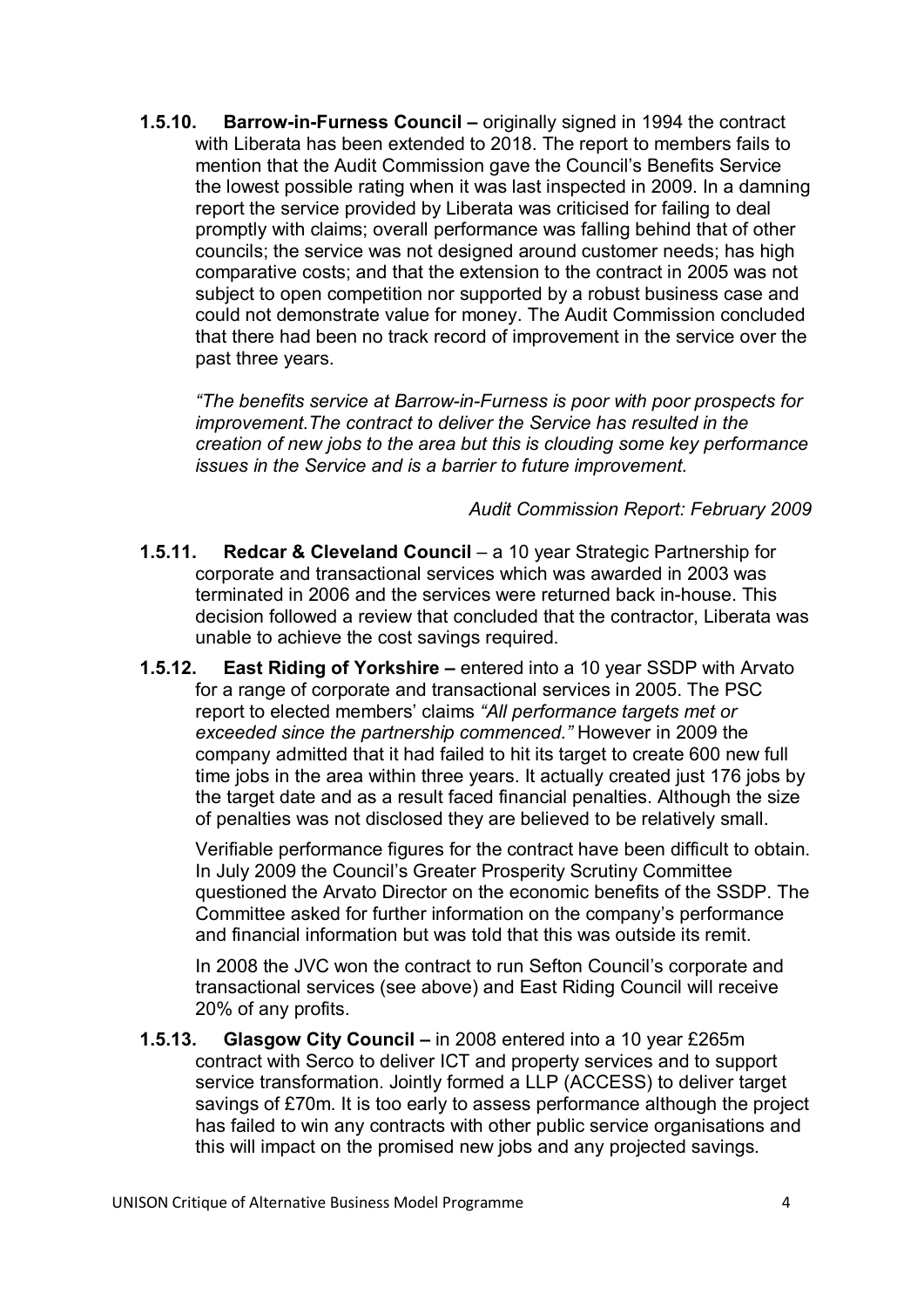**1.5.10. Barrow-in-Furness Council –** originally signed in 1994 the contract with Liberata has been extended to 2018. The report to members fails to mention that the Audit Commission gave the Council's Benefits Service the lowest possible rating when it was last inspected in 2009. In a damning report the service provided by Liberata was criticised for failing to deal promptly with claims; overall performance was falling behind that of other councils; the service was not designed around customer needs; has high comparative costs; and that the extension to the contract in 2005 was not subject to open competition nor supported by a robust business case and could not demonstrate value for money. The Audit Commission concluded that there had been no track record of improvement in the service over the past three years.

*"The benefits service at Barrow-in-Furness is poor with poor prospects for improvement.The contract to deliver the Service has resulted in the creation of new jobs to the area but this is clouding some key performance issues in the Service and is a barrier to future improvement.*

*Audit Commission Report: February 2009*

**1.5.11. Redcar & Cleveland Council** – a 10 year Strategic Partnership for corporate and transactional services which was awarded in 2003 was terminated in 2006 and the services were returned back in-house. This decision followed a review that concluded that the contractor, Liberata was unable to achieve the cost savings required.

**1.5.12. East Riding of Yorkshire –** entered into a 10 year SSDP with Arvato for a range of corporate and transactional services in 2005. The PSC report to elected members' claims *"All performance targets met or exceeded since the partnership commenced."* However in 2009 the company admitted that it had failed to hit its target to create 600 new full time jobs in the area within three years. It actually created just 176 jobs by the target date and as a result faced financial penalties. Although the size of penalties was not disclosed they are believed to be relatively small.

Verifiable performance figures for the contract have been difficult to obtain. In July 2009 the Council's Greater Prosperity Scrutiny Committee questioned the Arvato Director on the economic benefits of the SSDP. The Committee asked for further information on the company's performance and financial information but was told that this was outside its remit.

In 2008 the JVC won the contract to run Sefton Council's corporate and transactional services (see above) and East Riding Council will receive 20% of any profits.

**1.5.13. Glasgow City Council –** in 2008 entered into a 10 year £265m contract with Serco to deliver ICT and property services and to support service transformation. Jointly formed a LLP (ACCESS) to deliver target savings of £70m. It is too early to assess performance although the project has failed to win any contracts with other public service organisations and this will impact on the promised new jobs and any projected savings.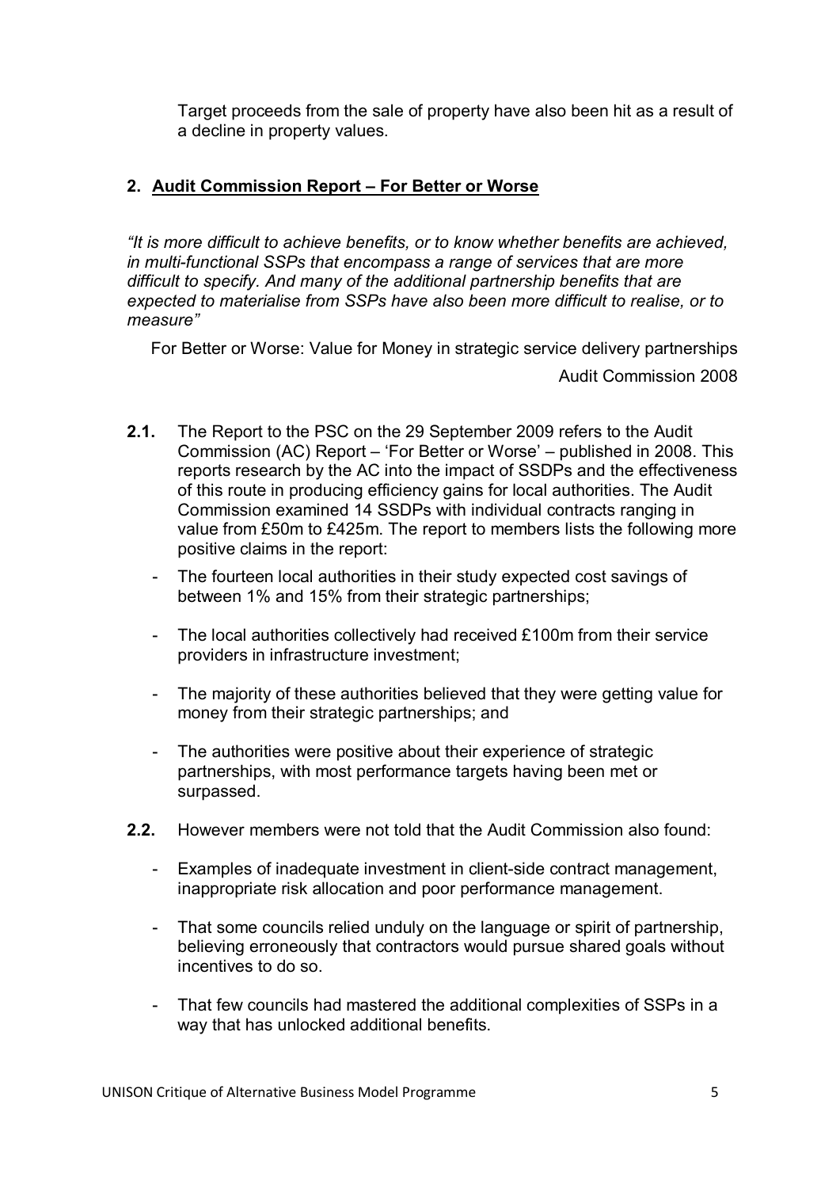Target proceeds from the sale of property have also been hit as a result of a decline in property values.

## 2. Audit Commission Report – For Better or Worse

*"It is more difficult to achieve benefits, or to know whether benefits are achieved, in multi-functional SSPs that encompass a range of services that are more difficult to specify. And many of the additional partnership benefits that are expected to materialise from SSPs have also been more difficult to realise, or to measure"*

For Better or Worse: Value for Money in strategic service delivery partnerships

Audit Commission 2008

**2.1.** The Report to the PSC on the 29 September 2009 refers to the Audit Commission (AC) Report – 'For Better or Worse' – published in 2008. This reports research by the AC into the impact of SSDPs and the effectiveness of this route in producing efficiency gains for local authorities. The Audit Commission examined 14 SSDPs with individual contracts ranging in value from £50m to £425m. The report to members lists the following more positive claims in the report:

- The fourteen local authorities in their study expected cost savings of between 1% and 15% from their strategic partnerships;
- The local authorities collectively had received £100m from their service providers in infrastructure investment;
- The majority of these authorities believed that they were getting value for money from their strategic partnerships; and
- The authorities were positive about their experience of strategic partnerships, with most performance targets having been met or surpassed.

**2.2.** However members were not told that the Audit Commission also found:

- Examples of inadequate investment in client-side contract management, inappropriate risk allocation and poor performance management.
- That some councils relied unduly on the language or spirit of partnership, believing erroneously that contractors would pursue shared goals without incentives to do so.
- That few councils had mastered the additional complexities of SSPs in a way that has unlocked additional benefits.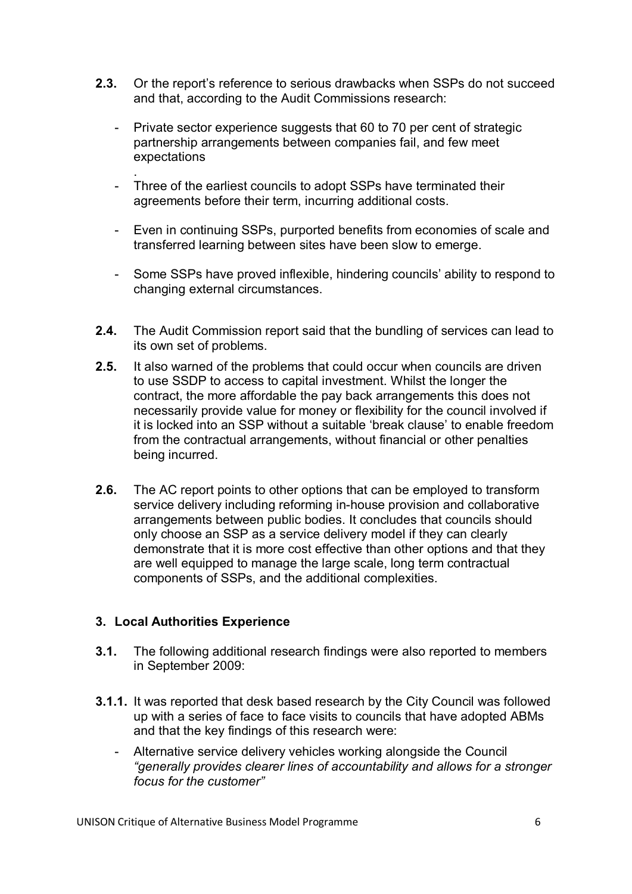**2.3.** Or the report's reference to serious drawbacks when SSPs do not succeed and that, according to the Audit Commissions research:

- Private sector experience suggests that 60 to 70 per cent of strategic partnership arrangements between companies fail, and few meet expectations
.
- Three of the earliest councils to adopt SSPs have terminated their agreements before their term, incurring additional costs.
- Even in continuing SSPs, purported benefits from economies of scale and transferred learning between sites have been slow to emerge.
- Some SSPs have proved inflexible, hindering councils' ability to respond to changing external circumstances.

**2.4.** The Audit Commission report said that the bundling of services can lead to its own set of problems.

**2.5.** It also warned of the problems that could occur when councils are driven to use SSDP to access to capital investment. Whilst the longer the contract, the more affordable the pay back arrangements this does not necessarily provide value for money or flexibility for the council involved if it is locked into an SSP without a suitable 'break clause' to enable freedom from the contractual arrangements, without financial or other penalties being incurred.

**2.6.** The AC report points to other options that can be employed to transform service delivery including reforming in-house provision and collaborative arrangements between public bodies. It concludes that councils should only choose an SSP as a service delivery model if they can clearly demonstrate that it is more cost effective than other options and that they are well equipped to manage the large scale, long term contractual components of SSPs, and the additional complexities.

### 3. Local Authorities Experience

**3.1.** The following additional research findings were also reported to members in September 2009:

**3.1.1.** It was reported that desk based research by the City Council was followed up with a series of face to face visits to councils that have adopted ABMs and that the key findings of this research were:

- Alternative service delivery vehicles working alongside the Council *"generally provides clearer lines of accountability and allows for a stronger focus for the customer"*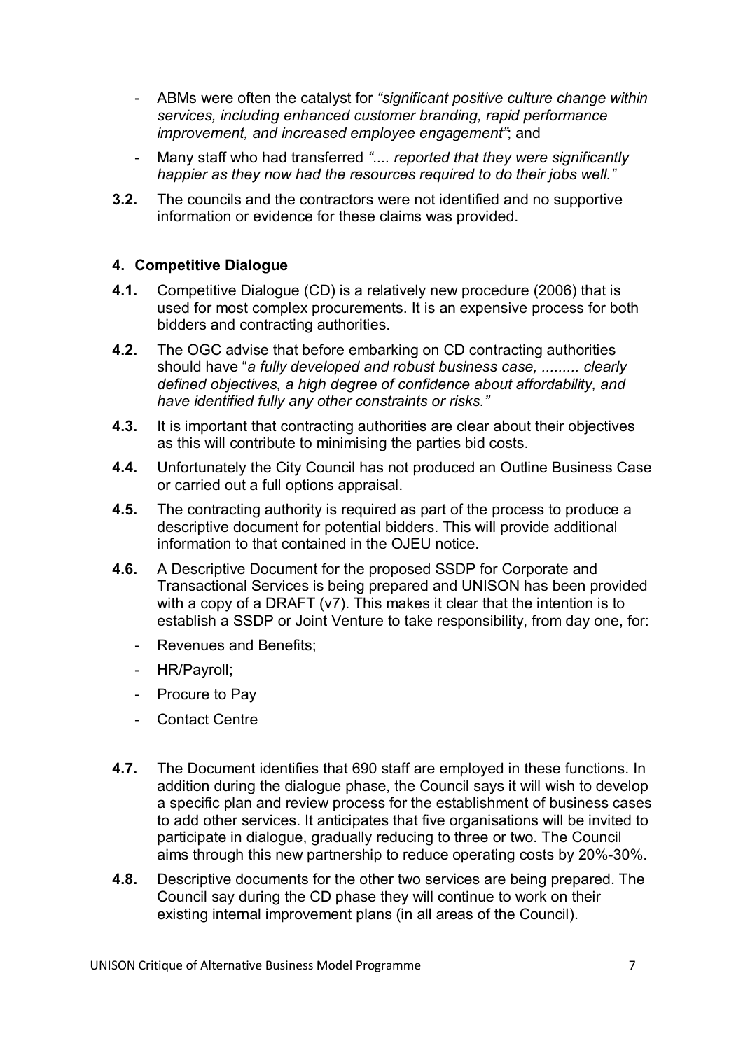- ABMs were often the catalyst for *"significant positive culture change within services, including enhanced customer branding, rapid performance improvement, and increased employee engagement"*; and
- Many staff who had transferred *".... reported that they were significantly happier as they now had the resources required to do their jobs well."*

**3.2.** The councils and the contractors were not identified and no supportive information or evidence for these claims was provided.

## 4. Competitive Dialogue

**4.1.** Competitive Dialogue (CD) is a relatively new procedure (2006) that is used for most complex procurements. It is an expensive process for both bidders and contracting authorities.

**4.2.** The OGC advise that before embarking on CD contracting authorities should have "*a fully developed and robust business case, ......... clearly defined objectives, a high degree of confidence about affordability, and have identified fully any other constraints or risks."*

**4.3.** It is important that contracting authorities are clear about their objectives as this will contribute to minimising the parties bid costs.

**4.4.** Unfortunately the City Council has not produced an Outline Business Case or carried out a full options appraisal.

**4.5.** The contracting authority is required as part of the process to produce a descriptive document for potential bidders. This will provide additional information to that contained in the OJEU notice.

**4.6.** A Descriptive Document for the proposed SSDP for Corporate and Transactional Services is being prepared and UNISON has been provided with a copy of a DRAFT (v7). This makes it clear that the intention is to establish a SSDP or Joint Venture to take responsibility, from day one, for:

- Revenues and Benefits;
- HR/Payroll;
- Procure to Pay
- Contact Centre

**4.7.** The Document identifies that 690 staff are employed in these functions. In addition during the dialogue phase, the Council says it will wish to develop a specific plan and review process for the establishment of business cases to add other services. It anticipates that five organisations will be invited to participate in dialogue, gradually reducing to three or two. The Council aims through this new partnership to reduce operating costs by 20%-30%.

**4.8.** Descriptive documents for the other two services are being prepared. The Council say during the CD phase they will continue to work on their existing internal improvement plans (in all areas of the Council).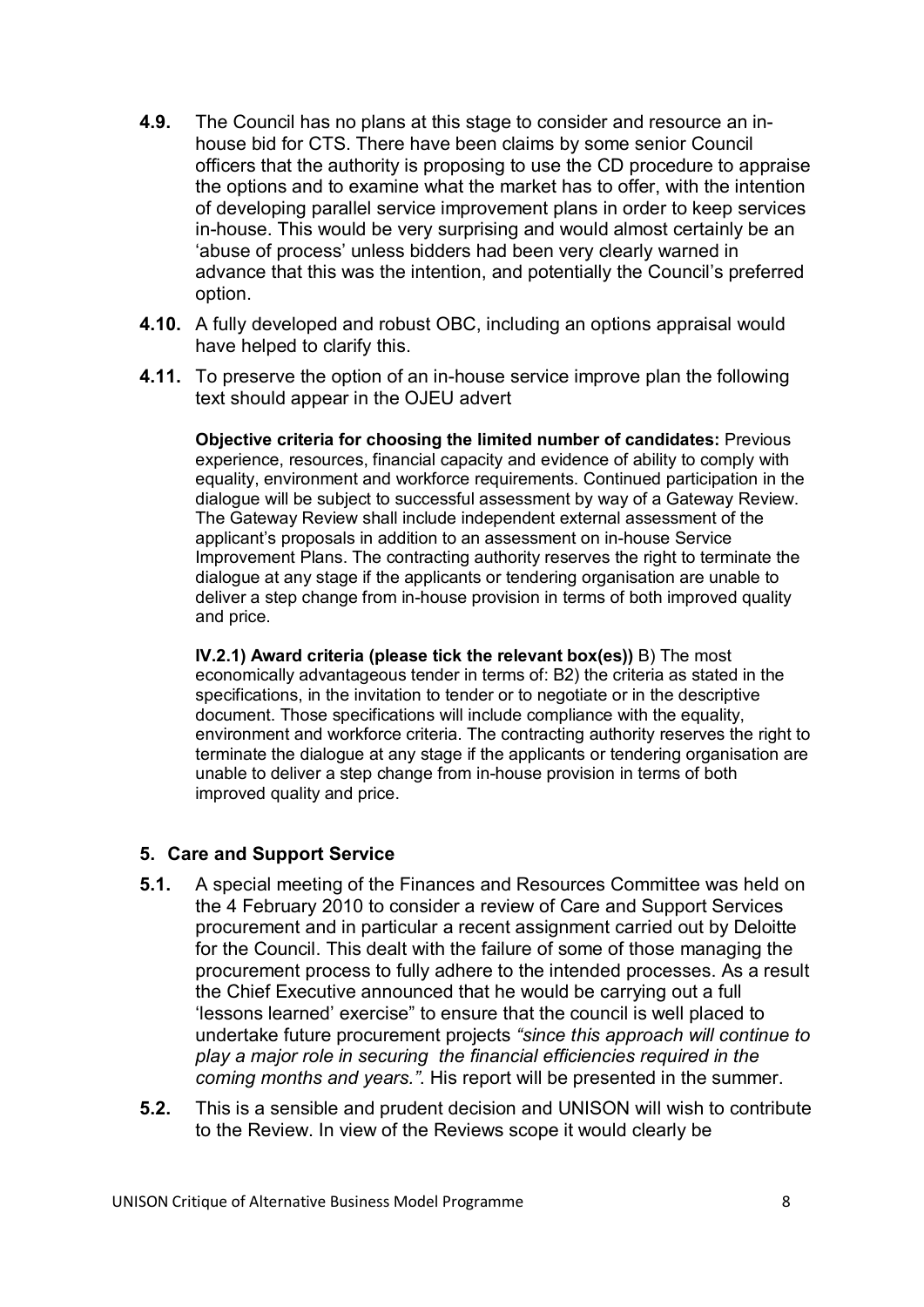**4.9.** The Council has no plans at this stage to consider and resource an in-house bid for CTS. There have been claims by some senior Council officers that the authority is proposing to use the CD procedure to appraise the options and to examine what the market has to offer, with the intention of developing parallel service improvement plans in order to keep services in-house. This would be very surprising and would almost certainly be an 'abuse of process' unless bidders had been very clearly warned in advance that this was the intention, and potentially the Council's preferred option.

**4.10.** A fully developed and robust OBC, including an options appraisal would have helped to clarify this.

**4.11.** To preserve the option of an in-house service improve plan the following text should appear in the OJEU advert

> **Objective criteria for choosing the limited number of candidates:** Previous experience, resources, financial capacity and evidence of ability to comply with equality, environment and workforce requirements. Continued participation in the dialogue will be subject to successful assessment by way of a Gateway Review. The Gateway Review shall include independent external assessment of the applicant's proposals in addition to an assessment on in-house Service Improvement Plans. The contracting authority reserves the right to terminate the dialogue at any stage if the applicants or tendering organisation are unable to deliver a step change from in-house provision in terms of both improved quality and price.
>
> **IV.2.1) Award criteria (please tick the relevant box(es))** B) The most economically advantageous tender in terms of: B2) the criteria as stated in the specifications, in the invitation to tender or to negotiate or in the descriptive document. Those specifications will include compliance with the equality, environment and workforce criteria. The contracting authority reserves the right to terminate the dialogue at any stage if the applicants or tendering organisation are unable to deliver a step change from in-house provision in terms of both improved quality and price.

## 5. Care and Support Service

**5.1.** A special meeting of the Finances and Resources Committee was held on the 4 February 2010 to consider a review of Care and Support Services procurement and in particular a recent assignment carried out by Deloitte for the Council. This dealt with the failure of some of those managing the procurement process to fully adhere to the intended processes. As a result the Chief Executive announced that he would be carrying out a full 'lessons learned' exercise" to ensure that the council is well placed to undertake future procurement projects *"since this approach will continue to play a major role in securing the financial efficiencies required in the coming months and years."*. His report will be presented in the summer.

**5.2.** This is a sensible and prudent decision and UNISON will wish to contribute to the Review. In view of the Reviews scope it would clearly be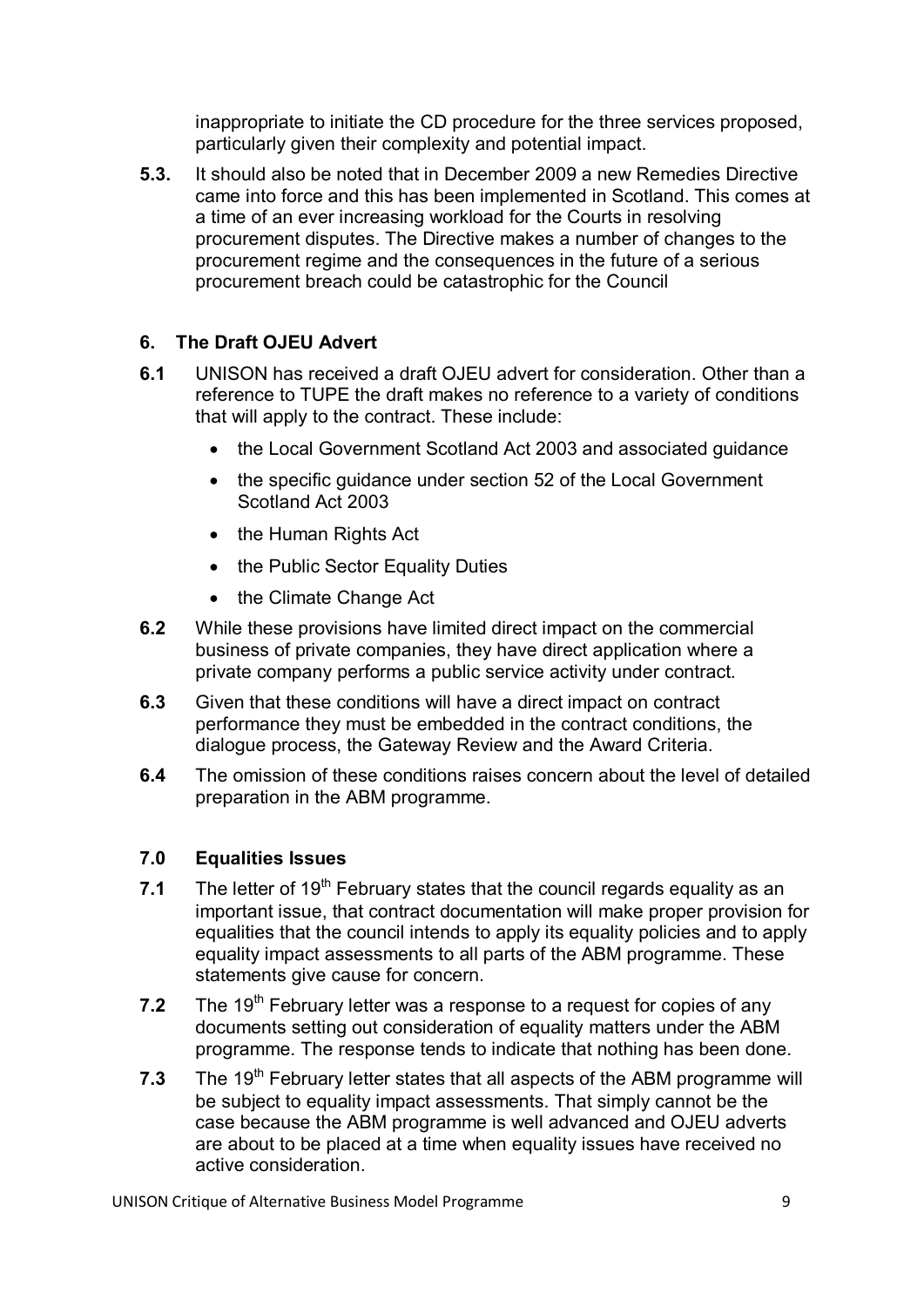inappropriate to initiate the CD procedure for the three services proposed, particularly given their complexity and potential impact.

**5.3.** It should also be noted that in December 2009 a new Remedies Directive came into force and this has been implemented in Scotland. This comes at a time of an ever increasing workload for the Courts in resolving procurement disputes. The Directive makes a number of changes to the procurement regime and the consequences in the future of a serious procurement breach could be catastrophic for the Council

## 6. The Draft OJEU Advert

**6.1** UNISON has received a draft OJEU advert for consideration. Other than a reference to TUPE the draft makes no reference to a variety of conditions that will apply to the contract. These include:

- the Local Government Scotland Act 2003 and associated guidance
- the specific guidance under section 52 of the Local Government Scotland Act 2003
- the Human Rights Act
- the Public Sector Equality Duties
- the Climate Change Act

**6.2** While these provisions have limited direct impact on the commercial business of private companies, they have direct application where a private company performs a public service activity under contract.

**6.3** Given that these conditions will have a direct impact on contract performance they must be embedded in the contract conditions, the dialogue process, the Gateway Review and the Award Criteria.

**6.4** The omission of these conditions raises concern about the level of detailed preparation in the ABM programme.

## 7.0 Equalities Issues

**7.1** The letter of 19th February states that the council regards equality as an important issue, that contract documentation will make proper provision for equalities that the council intends to apply its equality policies and to apply equality impact assessments to all parts of the ABM programme. These statements give cause for concern.

**7.2** The 19th February letter was a response to a request for copies of any documents setting out consideration of equality matters under the ABM programme. The response tends to indicate that nothing has been done.

**7.3** The 19th February letter states that all aspects of the ABM programme will be subject to equality impact assessments. That simply cannot be the case because the ABM programme is well advanced and OJEU adverts are about to be placed at a time when equality issues have received no active consideration.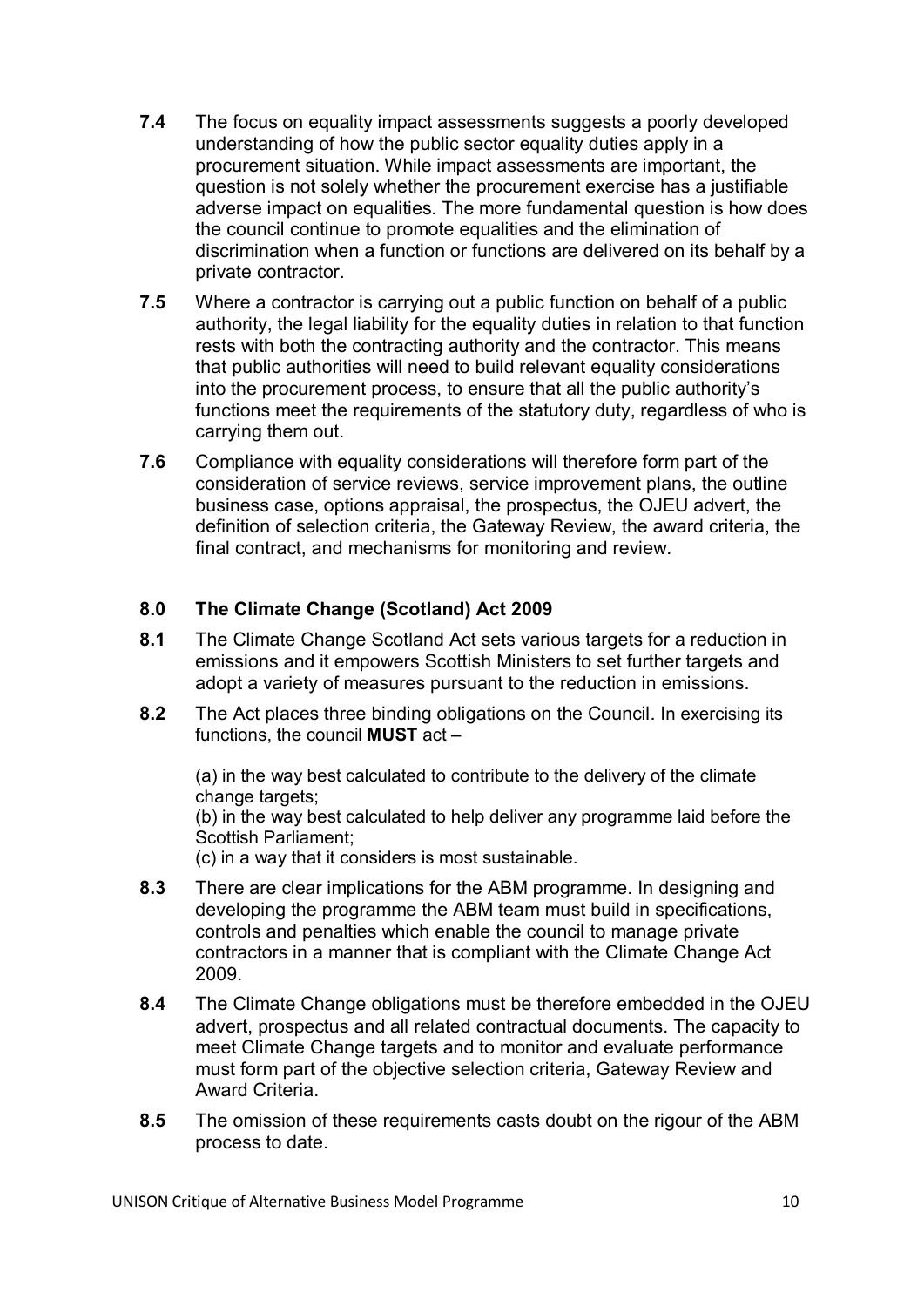**7.4** The focus on equality impact assessments suggests a poorly developed understanding of how the public sector equality duties apply in a procurement situation. While impact assessments are important, the question is not solely whether the procurement exercise has a justifiable adverse impact on equalities. The more fundamental question is how does the council continue to promote equalities and the elimination of discrimination when a function or functions are delivered on its behalf by a private contractor.

**7.5** Where a contractor is carrying out a public function on behalf of a public authority, the legal liability for the equality duties in relation to that function rests with both the contracting authority and the contractor. This means that public authorities will need to build relevant equality considerations into the procurement process, to ensure that all the public authority's functions meet the requirements of the statutory duty, regardless of who is carrying them out.

**7.6** Compliance with equality considerations will therefore form part of the consideration of service reviews, service improvement plans, the outline business case, options appraisal, the prospectus, the OJEU advert, the definition of selection criteria, the Gateway Review, the award criteria, the final contract, and mechanisms for monitoring and review.

## 8.0 The Climate Change (Scotland) Act 2009

**8.1** The Climate Change Scotland Act sets various targets for a reduction in emissions and it empowers Scottish Ministers to set further targets and adopt a variety of measures pursuant to the reduction in emissions.

**8.2** The Act places three binding obligations on the Council. In exercising its functions, the council **MUST** act –

(a) in the way best calculated to contribute to the delivery of the climate change targets;
(b) in the way best calculated to help deliver any programme laid before the Scottish Parliament;
(c) in a way that it considers is most sustainable.

**8.3** There are clear implications for the ABM programme. In designing and developing the programme the ABM team must build in specifications, controls and penalties which enable the council to manage private contractors in a manner that is compliant with the Climate Change Act 2009.

**8.4** The Climate Change obligations must be therefore embedded in the OJEU advert, prospectus and all related contractual documents. The capacity to meet Climate Change targets and to monitor and evaluate performance must form part of the objective selection criteria, Gateway Review and Award Criteria.

**8.5** The omission of these requirements casts doubt on the rigour of the ABM process to date.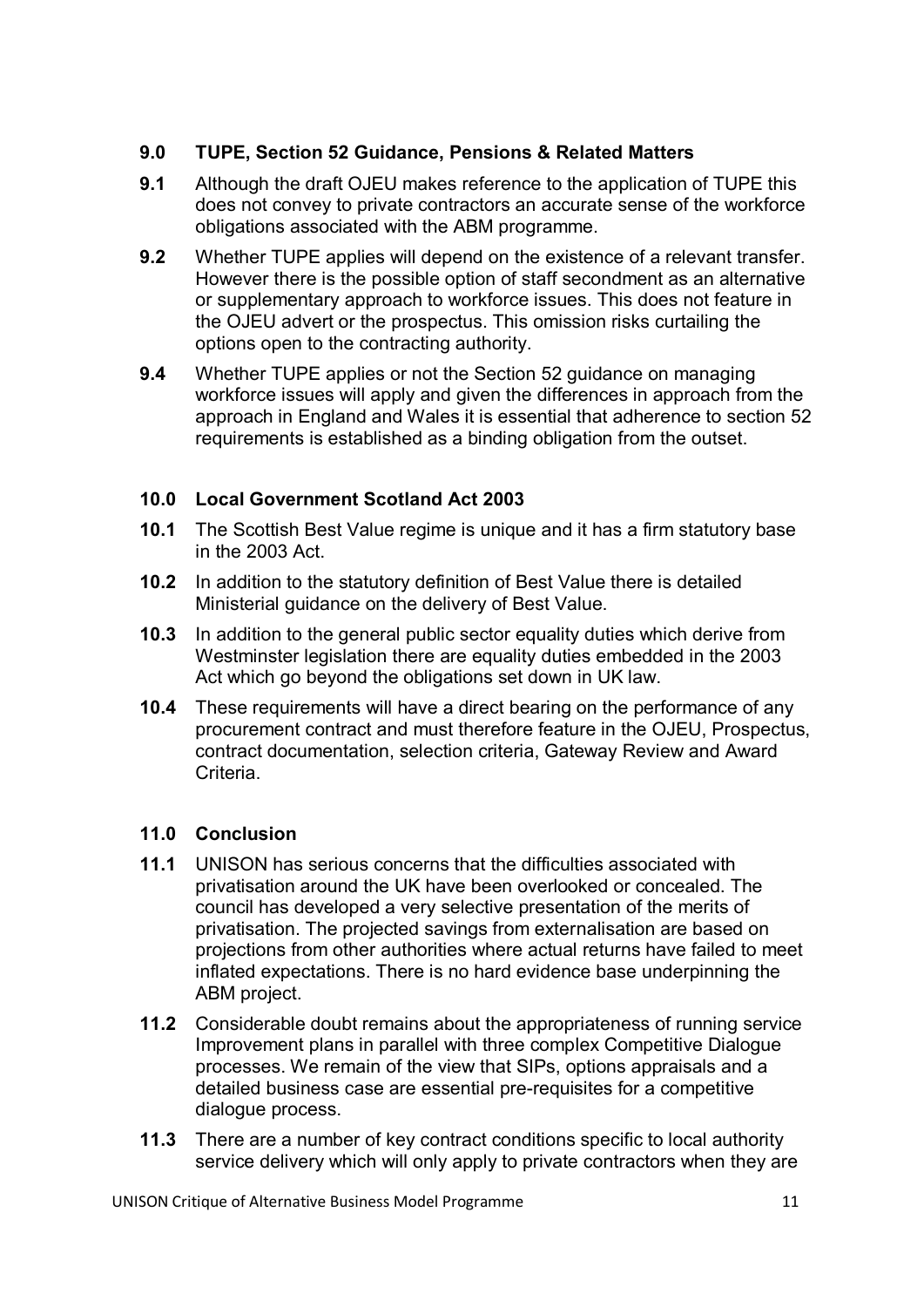## 9.0 TUPE, Section 52 Guidance, Pensions & Related Matters

**9.1** Although the draft OJEU makes reference to the application of TUPE this does not convey to private contractors an accurate sense of the workforce obligations associated with the ABM programme.

**9.2** Whether TUPE applies will depend on the existence of a relevant transfer. However there is the possible option of staff secondment as an alternative or supplementary approach to workforce issues. This does not feature in the OJEU advert or the prospectus. This omission risks curtailing the options open to the contracting authority.

**9.4** Whether TUPE applies or not the Section 52 guidance on managing workforce issues will apply and given the differences in approach from the approach in England and Wales it is essential that adherence to section 52 requirements is established as a binding obligation from the outset.

## 10.0 Local Government Scotland Act 2003

**10.1** The Scottish Best Value regime is unique and it has a firm statutory base in the 2003 Act.

**10.2** In addition to the statutory definition of Best Value there is detailed Ministerial guidance on the delivery of Best Value.

**10.3** In addition to the general public sector equality duties which derive from Westminster legislation there are equality duties embedded in the 2003 Act which go beyond the obligations set down in UK law.

**10.4** These requirements will have a direct bearing on the performance of any procurement contract and must therefore feature in the OJEU, Prospectus, contract documentation, selection criteria, Gateway Review and Award Criteria.

## 11.0 Conclusion

**11.1** UNISON has serious concerns that the difficulties associated with privatisation around the UK have been overlooked or concealed. The council has developed a very selective presentation of the merits of privatisation. The projected savings from externalisation are based on projections from other authorities where actual returns have failed to meet inflated expectations. There is no hard evidence base underpinning the ABM project.

**11.2** Considerable doubt remains about the appropriateness of running service Improvement plans in parallel with three complex Competitive Dialogue processes. We remain of the view that SIPs, options appraisals and a detailed business case are essential pre-requisites for a competitive dialogue process.

**11.3** There are a number of key contract conditions specific to local authority service delivery which will only apply to private contractors when they are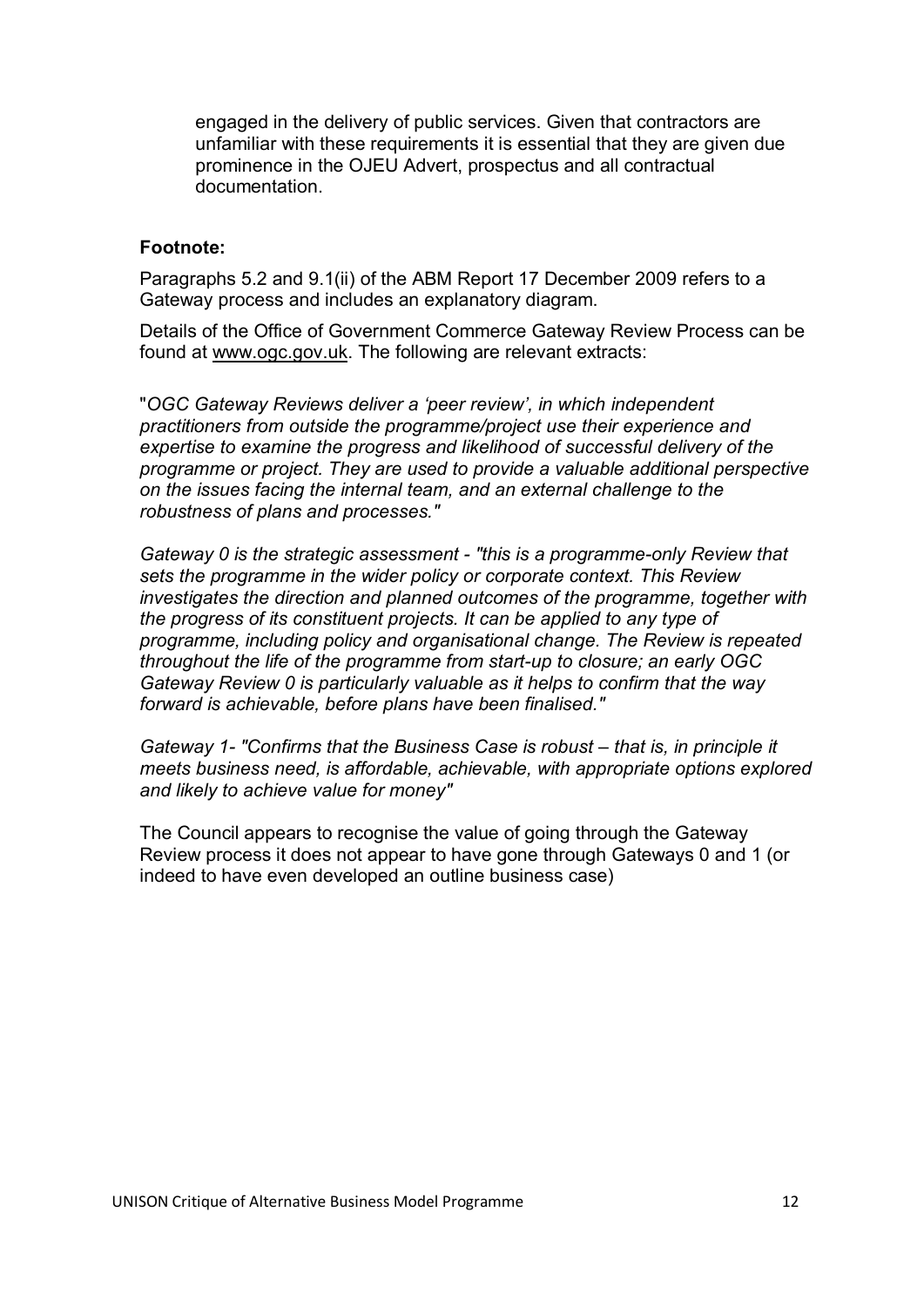engaged in the delivery of public services. Given that contractors are unfamiliar with these requirements it is essential that they are given due prominence in the OJEU Advert, prospectus and all contractual documentation.

**Footnote:**

Paragraphs 5.2 and 9.1(ii) of the ABM Report 17 December 2009 refers to a Gateway process and includes an explanatory diagram.

Details of the Office of Government Commerce Gateway Review Process can be found at www.ogc.gov.uk. The following are relevant extracts:

"*OGC Gateway Reviews deliver a 'peer review', in which independent practitioners from outside the programme/project use their experience and expertise to examine the progress and likelihood of successful delivery of the programme or project. They are used to provide a valuable additional perspective on the issues facing the internal team, and an external challenge to the robustness of plans and processes."*

*Gateway 0 is the strategic assessment - "this is a programme-only Review that sets the programme in the wider policy or corporate context. This Review investigates the direction and planned outcomes of the programme, together with the progress of its constituent projects. It can be applied to any type of programme, including policy and organisational change. The Review is repeated throughout the life of the programme from start-up to closure; an early OGC Gateway Review 0 is particularly valuable as it helps to confirm that the way forward is achievable, before plans have been finalised."*

*Gateway 1- "Confirms that the Business Case is robust – that is, in principle it meets business need, is affordable, achievable, with appropriate options explored and likely to achieve value for money"*

The Council appears to recognise the value of going through the Gateway Review process it does not appear to have gone through Gateways 0 and 1 (or indeed to have even developed an outline business case)